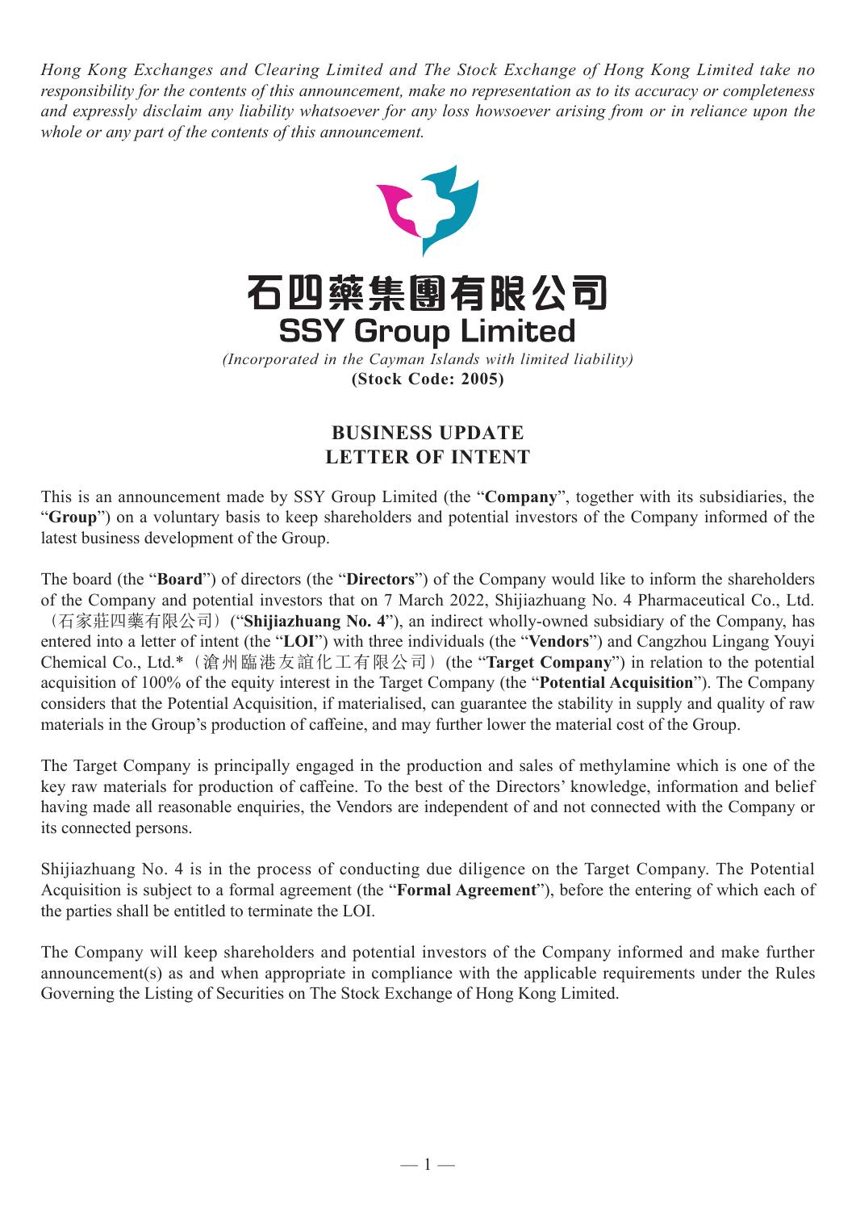*Hong Kong Exchanges and Clearing Limited and The Stock Exchange of Hong Kong Limited take no responsibility for the contents of this announcement, make no representation as to its accuracy or completeness and expressly disclaim any liability whatsoever for any loss howsoever arising from or in reliance upon the whole or any part of the contents of this announcement.*

# 石四藥集團有限公司
# SSY Group Limited

*(Incorporated in the Cayman Islands with limited liability)*

**(Stock Code: 2005)**

## BUSINESS UPDATE
## LETTER OF INTENT

This is an announcement made by SSY Group Limited (the "**Company**", together with its subsidiaries, the "**Group**") on a voluntary basis to keep shareholders and potential investors of the Company informed of the latest business development of the Group.

The board (the "**Board**") of directors (the "**Directors**") of the Company would like to inform the shareholders of the Company and potential investors that on 7 March 2022, Shijiazhuang No. 4 Pharmaceutical Co., Ltd.（石家莊四藥有限公司）("**Shijiazhuang No. 4**"), an indirect wholly-owned subsidiary of the Company, has entered into a letter of intent (the "**LOI**") with three individuals (the "**Vendors**") and Cangzhou Lingang Youyi Chemical Co., Ltd.*（滄州臨港友誼化工有限公司）(the "**Target Company**") in relation to the potential acquisition of 100% of the equity interest in the Target Company (the "**Potential Acquisition**"). The Company considers that the Potential Acquisition, if materialised, can guarantee the stability in supply and quality of raw materials in the Group's production of caffeine, and may further lower the material cost of the Group.

The Target Company is principally engaged in the production and sales of methylamine which is one of the key raw materials for production of caffeine. To the best of the Directors' knowledge, information and belief having made all reasonable enquiries, the Vendors are independent of and not connected with the Company or its connected persons.

Shijiazhuang No. 4 is in the process of conducting due diligence on the Target Company. The Potential Acquisition is subject to a formal agreement (the "**Formal Agreement**"), before the entering of which each of the parties shall be entitled to terminate the LOI.

The Company will keep shareholders and potential investors of the Company informed and make further announcement(s) as and when appropriate in compliance with the applicable requirements under the Rules Governing the Listing of Securities on The Stock Exchange of Hong Kong Limited.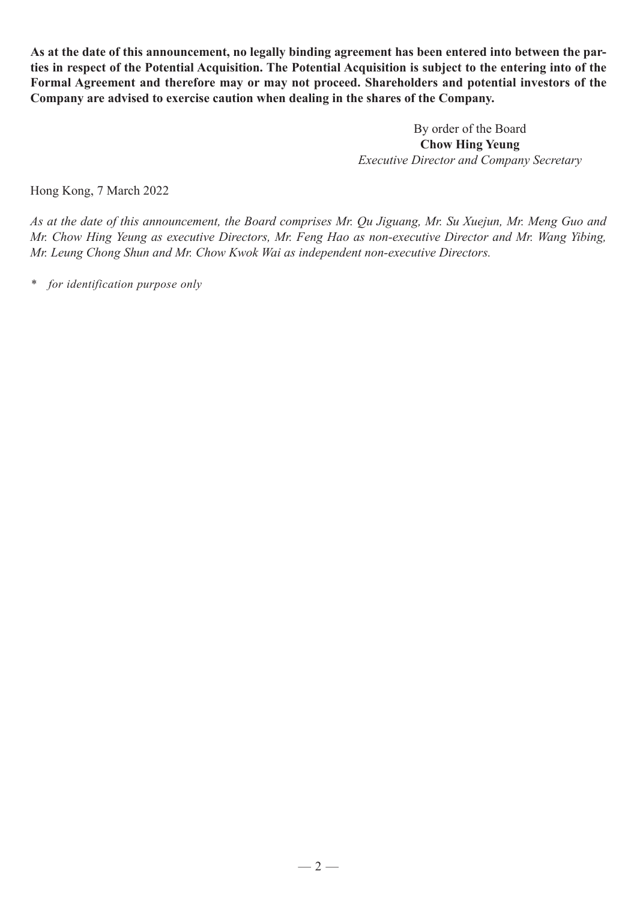**As at the date of this announcement, no legally binding agreement has been entered into between the parties in respect of the Potential Acquisition. The Potential Acquisition is subject to the entering into of the Formal Agreement and therefore may or may not proceed. Shareholders and potential investors of the Company are advised to exercise caution when dealing in the shares of the Company.**

By order of the Board
**Chow Hing Yeung**
*Executive Director and Company Secretary*

Hong Kong, 7 March 2022

*As at the date of this announcement, the Board comprises Mr. Qu Jiguang, Mr. Su Xuejun, Mr. Meng Guo and Mr. Chow Hing Yeung as executive Directors, Mr. Feng Hao as non-executive Director and Mr. Wang Yibing, Mr. Leung Chong Shun and Mr. Chow Kwok Wai as independent non-executive Directors.*

\* *for identification purpose only*